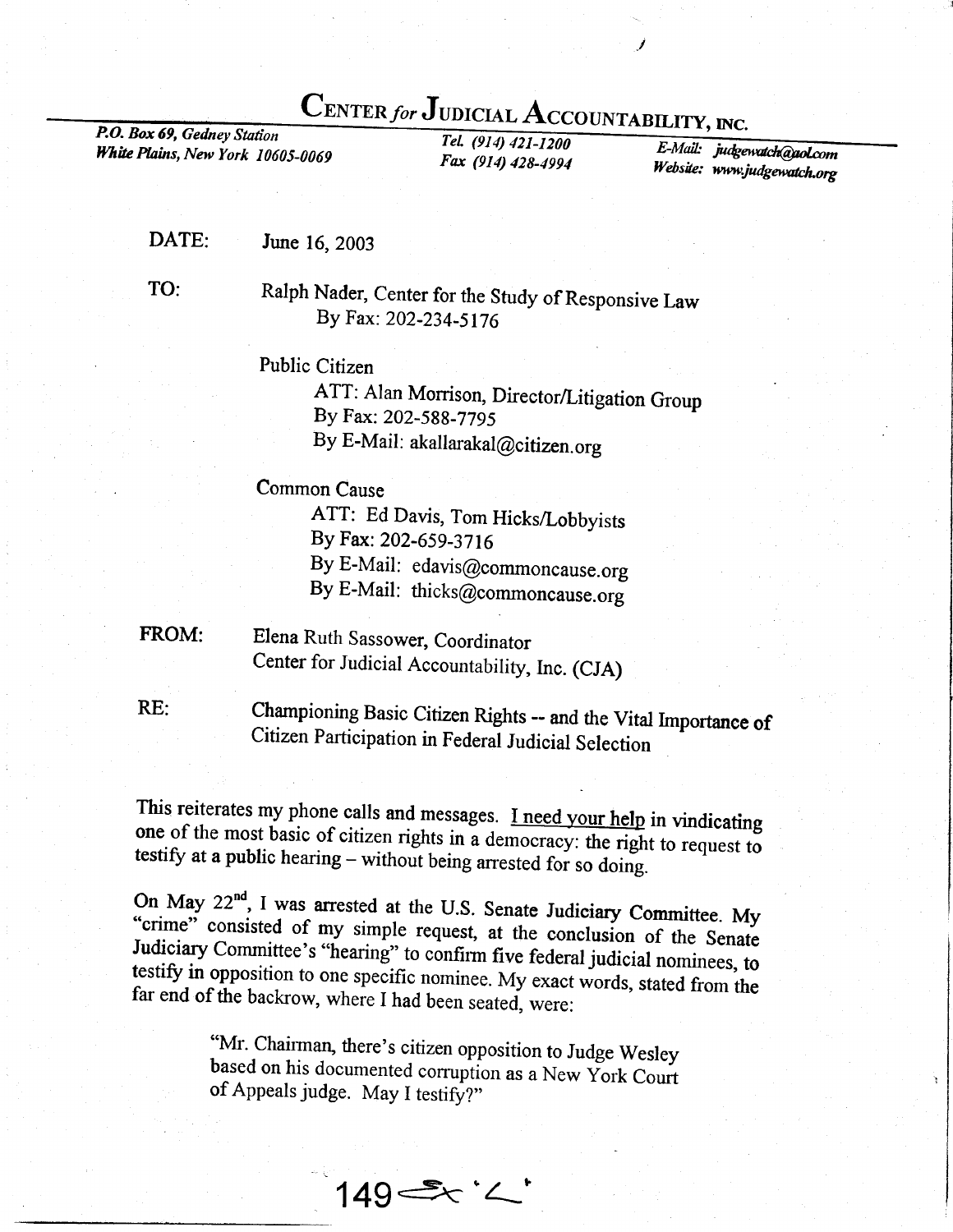# CENTER *for* JUDICIAL ACCOUNTABILITY, INC.

*P.O. Box 69, Gedney Station*
*White Plains, New York 10605-0069*

*Tel. (914) 421-1200*
*Fax (914) 428-4994*

*E-Mail: judgewatch@aol.com*
*Website: www.judgewatch.org*

**DATE:** June 16, 2003

**TO:** Ralph Nader, Center for the Study of Responsive Law
By Fax: 202-234-5176

Public Citizen
ATT: Alan Morrison, Director/Litigation Group
By Fax: 202-588-7795
By E-Mail: akallarakal@citizen.org

Common Cause
ATT: Ed Davis, Tom Hicks/Lobbyists
By Fax: 202-659-3716
By E-Mail: edavis@commoncause.org
By E-Mail: thicks@commoncause.org

**FROM:** Elena Ruth Sassower, Coordinator
Center for Judicial Accountability, Inc. (CJA)

**RE:** Championing Basic Citizen Rights -- and the Vital Importance of Citizen Participation in Federal Judicial Selection

This reiterates my phone calls and messages. I need your help in vindicating one of the most basic of citizen rights in a democracy: the right to request to testify at a public hearing – without being arrested for so doing.

On May 22nd, I was arrested at the U.S. Senate Judiciary Committee. My "crime" consisted of my simple request, at the conclusion of the Senate Judiciary Committee's "hearing" to confirm five federal judicial nominees, to testify in opposition to one specific nominee. My exact words, stated from the far end of the backrow, where I had been seated, were:

> "Mr. Chairman, there's citizen opposition to Judge Wesley based on his documented corruption as a New York Court of Appeals judge. May I testify?"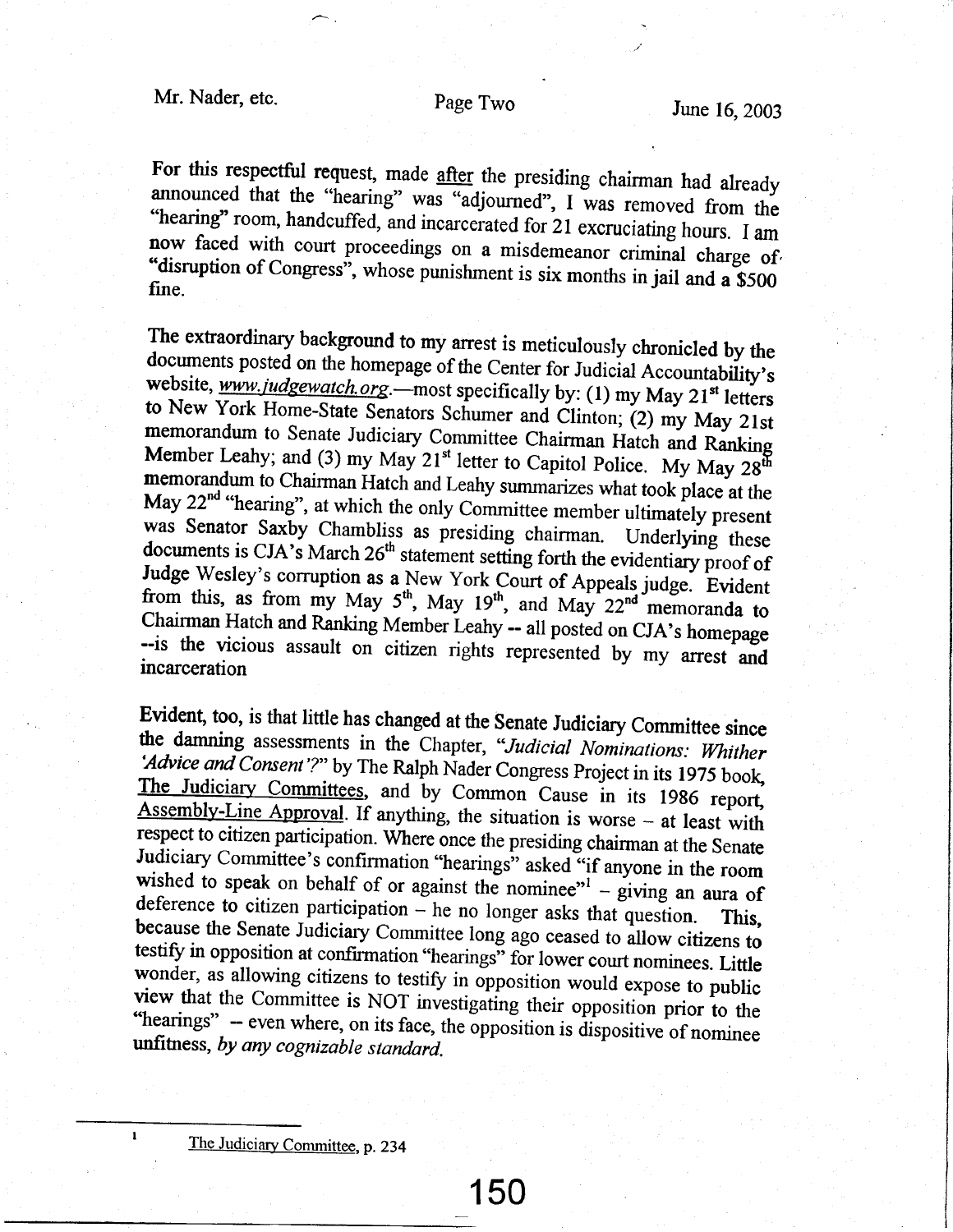For this respectful request, made after the presiding chairman had already announced that the "hearing" was "adjourned", I was removed from the "hearing" room, handcuffed, and incarcerated for 21 excruciating hours. I am now faced with court proceedings on a misdemeanor criminal charge of "disruption of Congress", whose punishment is six months in jail and a $500 fine.

The extraordinary background to my arrest is meticulously chronicled by the documents posted on the homepage of the Center for Judicial Accountability's website, *www.judgewatch.org*.—most specifically by: (1) my May 21st letters to New York Home-State Senators Schumer and Clinton; (2) my May 21st memorandum to Senate Judiciary Committee Chairman Hatch and Ranking Member Leahy; and (3) my May 21st letter to Capitol Police. My May 28th memorandum to Chairman Hatch and Leahy summarizes what took place at the May 22nd "hearing", at which the only Committee member ultimately present was Senator Saxby Chambliss as presiding chairman. Underlying these documents is CJA's March 26th statement setting forth the evidentiary proof of Judge Wesley's corruption as a New York Court of Appeals judge. Evident from this, as from my May 5th, May 19th, and May 22nd memoranda to Chairman Hatch and Ranking Member Leahy -- all posted on CJA's homepage --is the vicious assault on citizen rights represented by my arrest and incarceration

Evident, too, is that little has changed at the Senate Judiciary Committee since the damning assessments in the Chapter, "*Judicial Nominations: Whither 'Advice and Consent'?*" by The Ralph Nader Congress Project in its 1975 book, The Judiciary Committees, and by Common Cause in its 1986 report, Assembly-Line Approval. If anything, the situation is worse – at least with respect to citizen participation. Where once the presiding chairman at the Senate Judiciary Committee's confirmation "hearings" asked "if anyone in the room wished to speak on behalf of or against the nominee"[1] – giving an aura of deference to citizen participation – he no longer asks that question. This, because the Senate Judiciary Committee long ago ceased to allow citizens to testify in opposition at confirmation "hearings" for lower court nominees. Little wonder, as allowing citizens to testify in opposition would expose to public view that the Committee is NOT investigating their opposition prior to the "hearings" – even where, on its face, the opposition is dispositive of nominee unfitness, *by any cognizable standard.*

---

[1] The Judiciary Committee, p. 234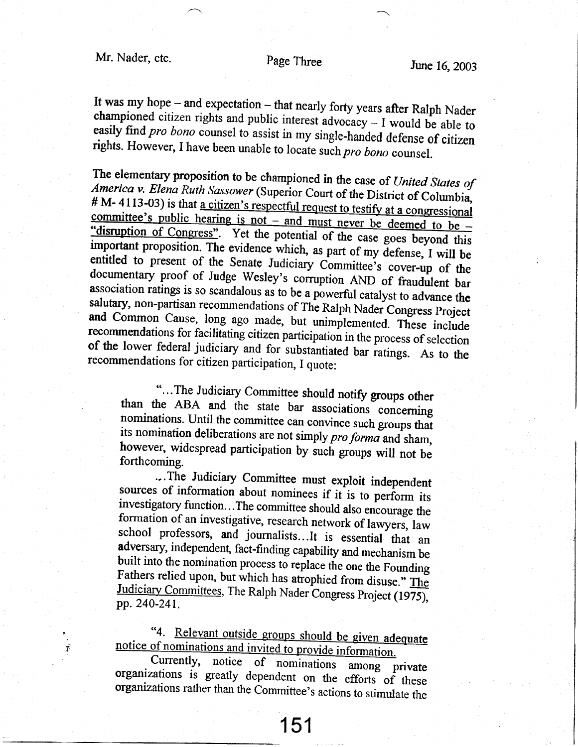It was my hope – and expectation – that nearly forty years after Ralph Nader championed citizen rights and public interest advocacy – I would be able to easily find *pro bono* counsel to assist in my single-handed defense of citizen rights. However, I have been unable to locate such *pro bono* counsel.

The elementary proposition to be championed in the case of *United States of America v. Elena Ruth Sassower* (Superior Court of the District of Columbia, # M- 4113-03) is that <u>a citizen's respectful request to testify at a congressional committee's public hearing is not – and must never be deemed to be – "disruption of Congress"</u>. Yet the potential of the case goes beyond this important proposition. The evidence which, as part of my defense, I will be entitled to present of the Senate Judiciary Committee's cover-up of the documentary proof of Judge Wesley's corruption AND of fraudulent bar association ratings is so scandalous as to be a powerful catalyst to advance the salutary, non-partisan recommendations of The Ralph Nader Congress Project and Common Cause, long ago made, but unimplemented. These include recommendations for facilitating citizen participation in the process of selection of the lower federal judiciary and for substantiated bar ratings. As to the recommendations for citizen participation, I quote:

> "...The Judiciary Committee should notify groups other than the ABA and the state bar associations concerning nominations. Until the committee can convince such groups that its nomination deliberations are not simply *pro forma* and sham, however, widespread participation by such groups will not be forthcoming.
>
> ...The Judiciary Committee must exploit independent sources of information about nominees if it is to perform its investigatory function...The committee should also encourage the formation of an investigative, research network of lawyers, law school professors, and journalists...It is essential that an adversary, independent, fact-finding capability and mechanism be built into the nomination process to replace the one the Founding Fathers relied upon, but which has atrophied from disuse." <u>The Judiciary Committees</u>, The Ralph Nader Congress Project (1975), pp. 240-241.

> "4. <u>Relevant outside groups should be given adequate notice of nominations and invited to provide information.</u>
>
> Currently, notice of nominations among private organizations is greatly dependent on the efforts of these organizations rather than the Committee's actions to stimulate the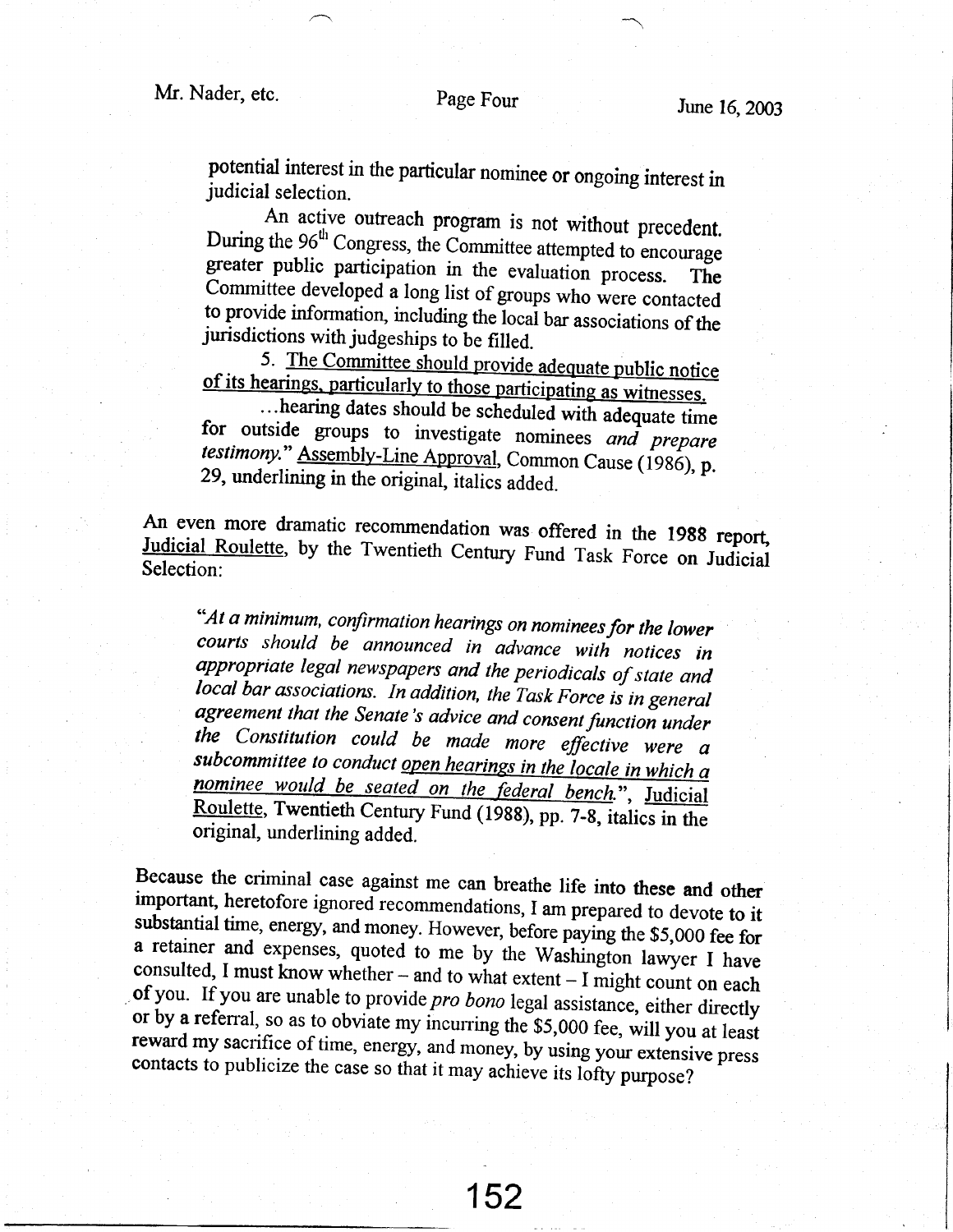potential interest in the particular nominee or ongoing interest in judicial selection.

> An active outreach program is not without precedent. During the 96th Congress, the Committee attempted to encourage greater public participation in the evaluation process. The Committee developed a long list of groups who were contacted to provide information, including the local bar associations of the jurisdictions with judgeships to be filled.
>
> 5. <u>The Committee should provide adequate public notice of its hearings, particularly to those participating as witnesses.</u>
>
> ...hearing dates should be scheduled with adequate time for outside groups to investigate nominees *and prepare testimony.*" <u>Assembly-Line Approval</u>, Common Cause (1986), p. 29, underlining in the original, italics added.

An even more dramatic recommendation was offered in the 1988 report, <u>Judicial Roulette</u>, by the Twentieth Century Fund Task Force on Judicial Selection:

> "*At a minimum, confirmation hearings on nominees for the lower courts should be announced in advance with notices in appropriate legal newspapers and the periodicals of state and local bar associations. In addition, the Task Force is in general agreement that the Senate's advice and consent function under the Constitution could be made more effective were a subcommittee to conduct <u>open hearings in the locale in which a nominee would be seated on the federal bench</u>.*", <u>Judicial Roulette</u>, Twentieth Century Fund (1988), pp. 7-8, italics in the original, underlining added.

Because the criminal case against me can breathe life into these and other important, heretofore ignored recommendations, I am prepared to devote to it substantial time, energy, and money. However, before paying the $5,000 fee for a retainer and expenses, quoted to me by the Washington lawyer I have consulted, I must know whether – and to what extent – I might count on each of you. If you are unable to provide *pro bono* legal assistance, either directly or by a referral, so as to obviate my incurring the $5,000 fee, will you at least reward my sacrifice of time, energy, and money, by using your extensive press contacts to publicize the case so that it may achieve its lofty purpose?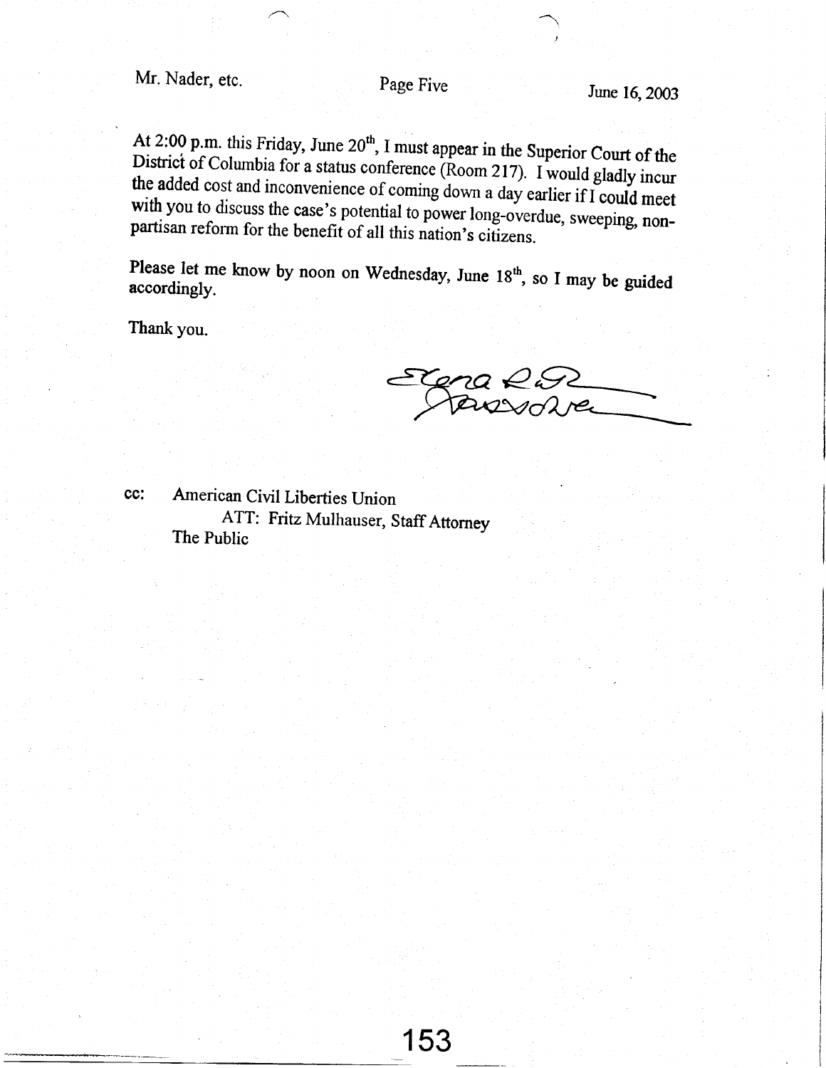At 2:00 p.m. this Friday, June 20th, I must appear in the Superior Court of the District of Columbia for a status conference (Room 217). I would gladly incur the added cost and inconvenience of coming down a day earlier if I could meet with you to discuss the case's potential to power long-overdue, sweeping, non-partisan reform for the benefit of all this nation's citizens.

Please let me know by noon on Wednesday, June 18th, so I may be guided accordingly.

Thank you.

Elena Ruth Sassower

cc: American Civil Liberties Union
  ATT: Fritz Mulhauser, Staff Attorney
 The Public